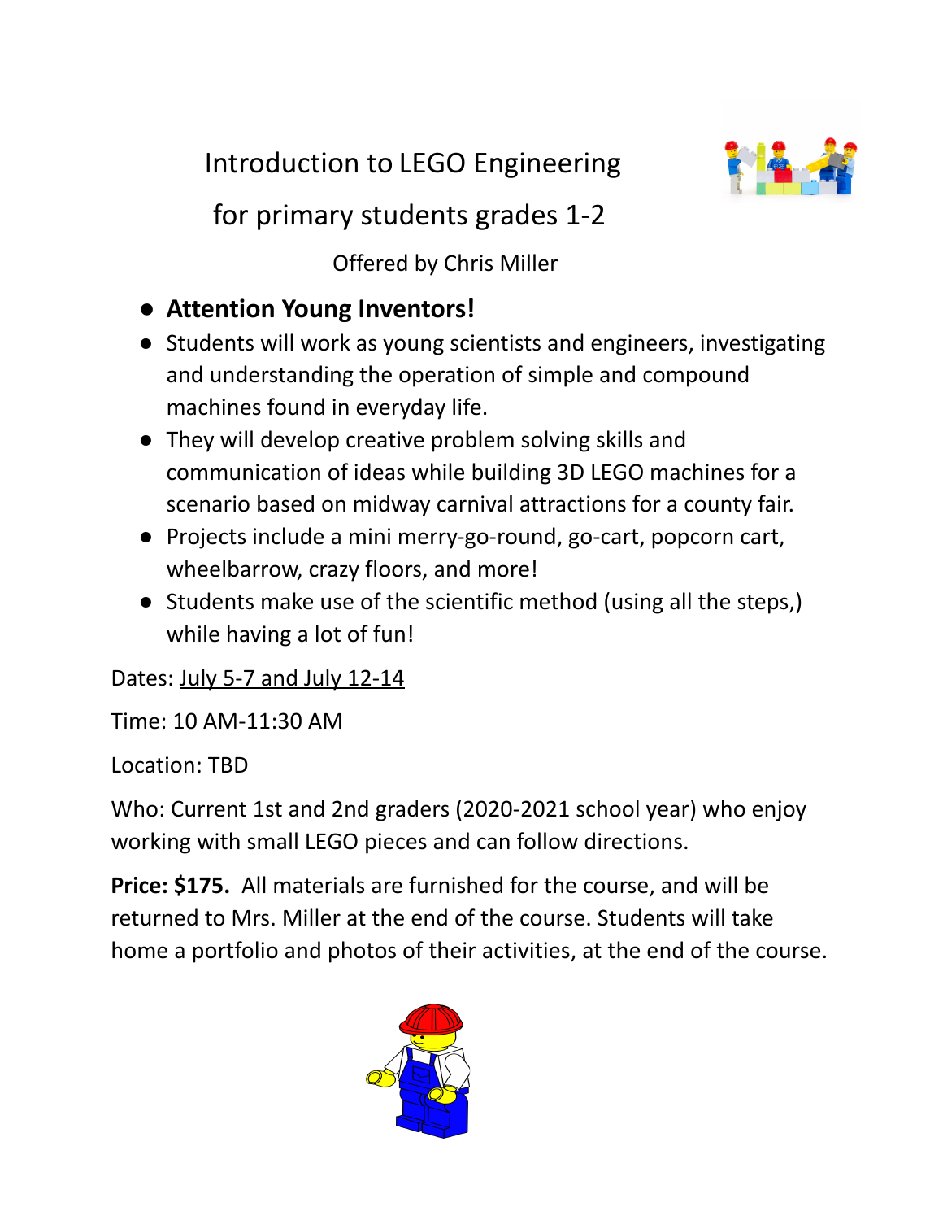# Introduction to LEGO Engineering

## for primary students grades 1-2

Offered by Chris Miller

- **Attention Young Inventors!**
- Students will work as young scientists and engineers, investigating and understanding the operation of simple and compound machines found in everyday life.
- They will develop creative problem solving skills and communication of ideas while building 3D LEGO machines for a scenario based on midway carnival attractions for a county fair.
- Projects include a mini merry-go-round, go-cart, popcorn cart, wheelbarrow, crazy floors, and more!
- Students make use of the scientific method (using all the steps,) while having a lot of fun!

Dates: <u>July 5-7 and July 12-14</u>

Time: 10 AM-11:30 AM

Location: TBD

Who: Current 1st and 2nd graders (2020-2021 school year) who enjoy working with small LEGO pieces and can follow directions.

**Price: $175.** All materials are furnished for the course, and will be returned to Mrs. Miller at the end of the course. Students will take home a portfolio and photos of their activities, at the end of the course.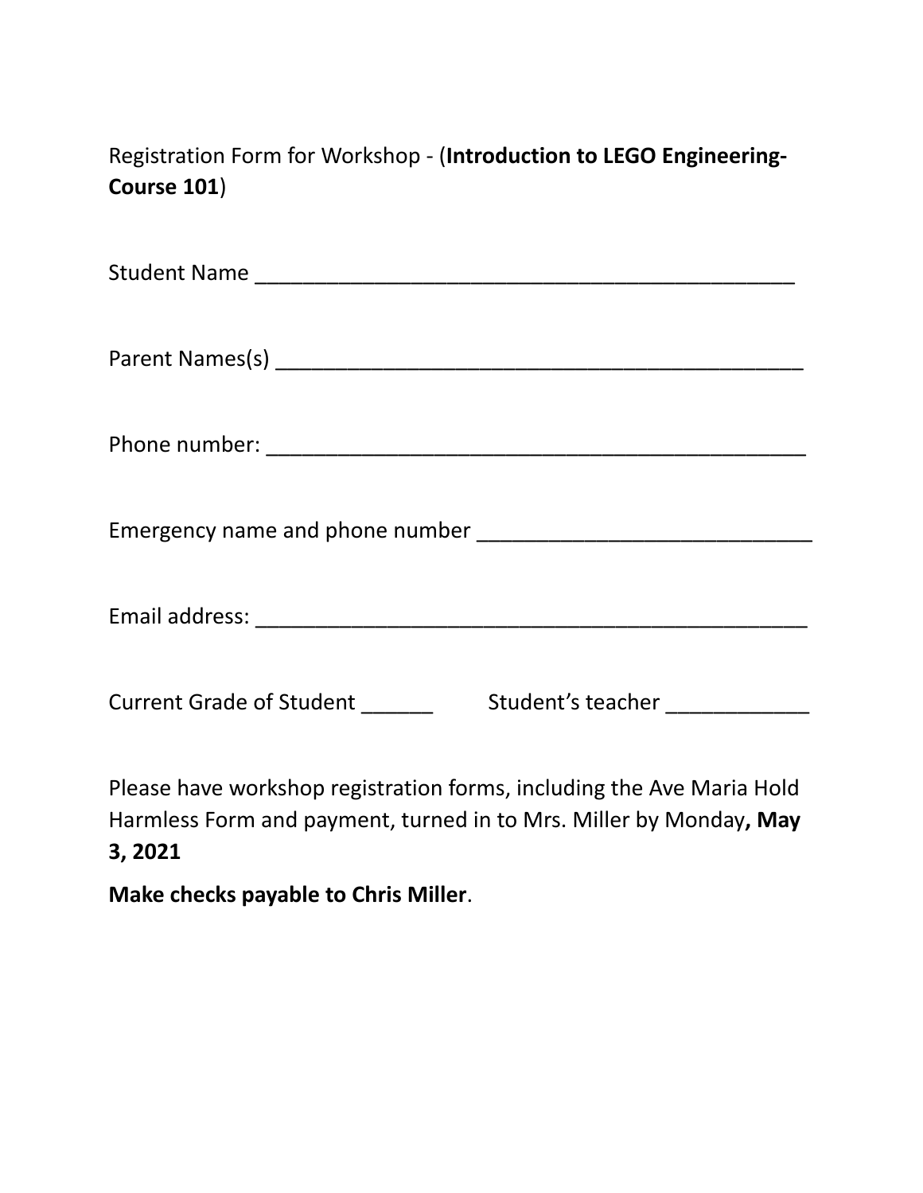Registration Form for Workshop - (**Introduction to LEGO Engineering-Course 101**)

Student Name _______________________________________________

Parent Names(s) _____________________________________________

Phone number: _______________________________________________

Emergency name and phone number ____________________________

Email address: _______________________________________________

Current Grade of Student ______ Student's teacher ____________

Please have workshop registration forms, including the Ave Maria Hold Harmless Form and payment, turned in to Mrs. Miller by Monday**, May 3, 2021**

**Make checks payable to Chris Miller**.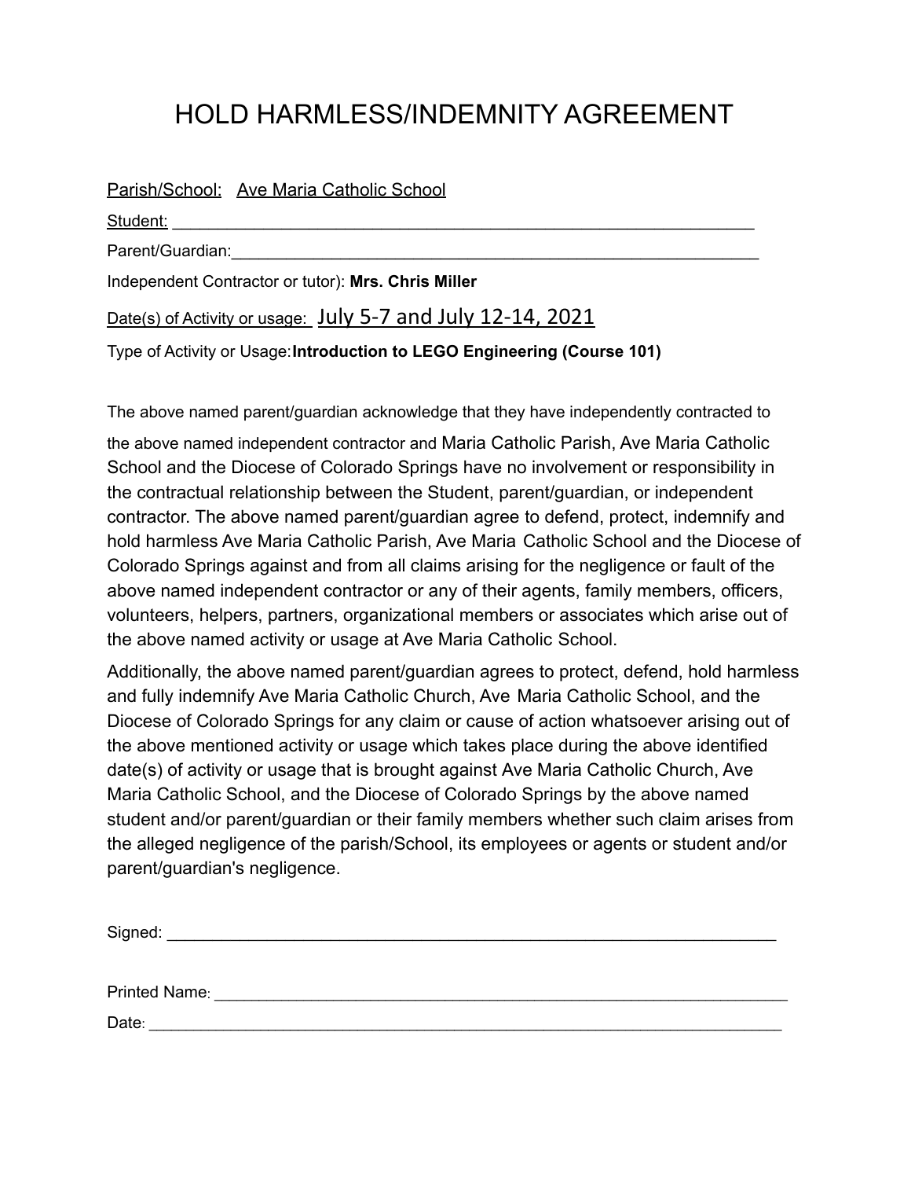# HOLD HARMLESS/INDEMNITY AGREEMENT

Parish/School: Ave Maria Catholic School

Student: ________________________________________________________________

Parent/Guardian:_________________________________________________________

Independent Contractor or tutor): **Mrs. Chris Miller**

Date(s) of Activity or usage: July 5-7 and July 12-14, 2021

Type of Activity or Usage: **Introduction to LEGO Engineering (Course 101)**

The above named parent/guardian acknowledge that they have independently contracted to the above named independent contractor and Maria Catholic Parish, Ave Maria Catholic School and the Diocese of Colorado Springs have no involvement or responsibility in the contractual relationship between the Student, parent/guardian, or independent contractor. The above named parent/guardian agree to defend, protect, indemnify and hold harmless Ave Maria Catholic Parish, Ave Maria Catholic School and the Diocese of Colorado Springs against and from all claims arising for the negligence or fault of the above named independent contractor or any of their agents, family members, officers, volunteers, helpers, partners, organizational members or associates which arise out of the above named activity or usage at Ave Maria Catholic School.

Additionally, the above named parent/guardian agrees to protect, defend, hold harmless and fully indemnify Ave Maria Catholic Church, Ave Maria Catholic School, and the Diocese of Colorado Springs for any claim or cause of action whatsoever arising out of the above mentioned activity or usage which takes place during the above identified date(s) of activity or usage that is brought against Ave Maria Catholic Church, Ave Maria Catholic School, and the Diocese of Colorado Springs by the above named student and/or parent/guardian or their family members whether such claim arises from the alleged negligence of the parish/School, its employees or agents or student and/or parent/guardian's negligence.

Signed: ________________________________________________________________

Printed Name: ___________________________________________________________

Date: __________________________________________________________________